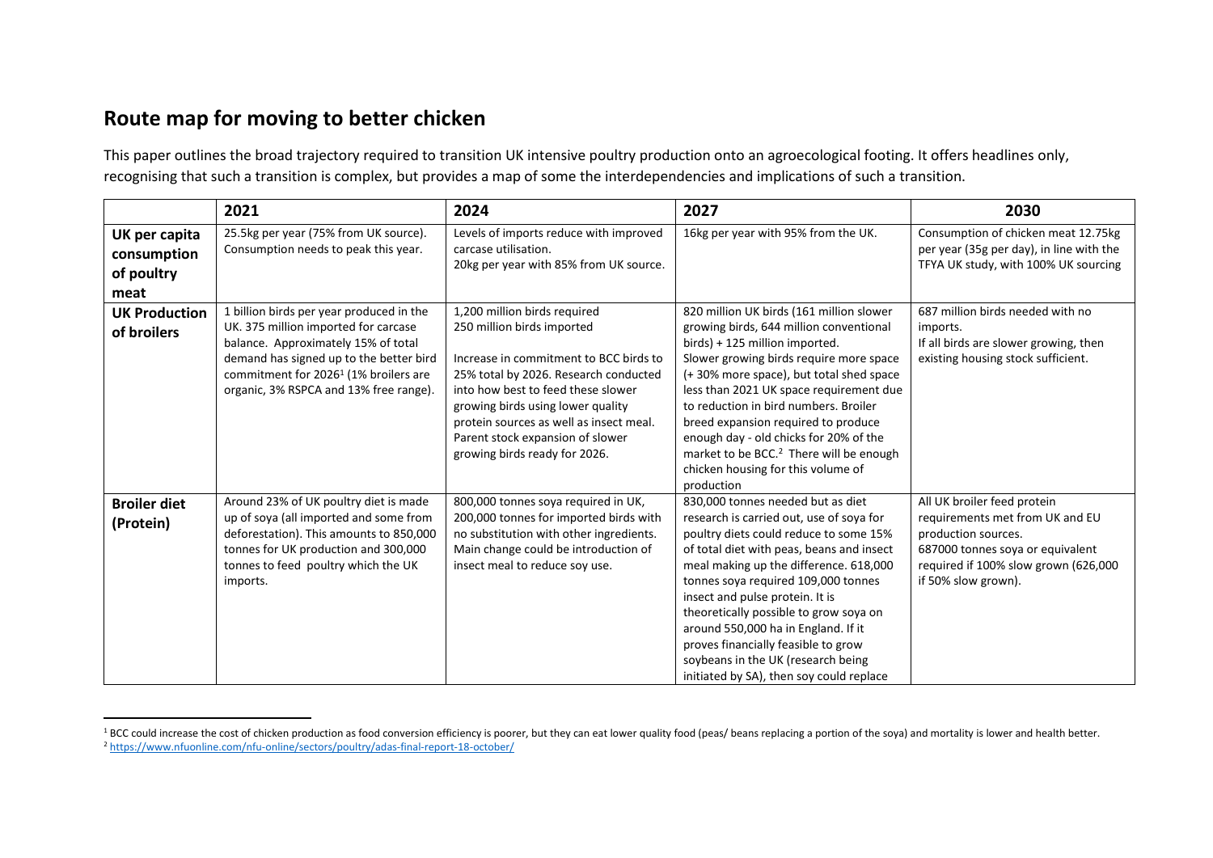# Route map for moving to better chicken

This paper outlines the broad trajectory required to transition UK intensive poultry production onto an agroecological footing. It offers headlines only, recognising that such a transition is complex, but provides a map of some the interdependencies and implications of such a transition.

| | 2021 | 2024 | 2027 | 2030 |
|---|---|---|---|---|
| **UK per capita consumption of poultry meat** | 25.5kg per year (75% from UK source). Consumption needs to peak this year. | Levels of imports reduce with improved carcase utilisation. 20kg per year with 85% from UK source. | 16kg per year with 95% from the UK. | Consumption of chicken meat 12.75kg per year (35g per day), in line with the TFYA UK study, with 100% UK sourcing |
| **UK Production of broilers** | 1 billion birds per year produced in the UK. 375 million imported for carcase balance. Approximately 15% of total demand has signed up to the better bird commitment for 2026[1] (1% broilers are organic, 3% RSPCA and 13% free range). | 1,200 million birds required 250 million birds imported<br><br>Increase in commitment to BCC birds to 25% total by 2026. Research conducted into how best to feed these slower growing birds using lower quality protein sources as well as insect meal. Parent stock expansion of slower growing birds ready for 2026. | 820 million UK birds (161 million slower growing birds, 644 million conventional birds) + 125 million imported. Slower growing birds require more space (+ 30% more space), but total shed space less than 2021 UK space requirement due to reduction in bird numbers. Broiler breed expansion required to produce enough day - old chicks for 20% of the market to be BCC.[2] There will be enough chicken housing for this volume of production | 687 million birds needed with no imports. If all birds are slower growing, then existing housing stock sufficient. |
| **Broiler diet (Protein)** | Around 23% of UK poultry diet is made up of soya (all imported and some from deforestation). This amounts to 850,000 tonnes for UK production and 300,000 tonnes to feed poultry which the UK imports. | 800,000 tonnes soya required in UK, 200,000 tonnes for imported birds with no substitution with other ingredients. Main change could be introduction of insect meal to reduce soy use. | 830,000 tonnes needed but as diet research is carried out, use of soya for poultry diets could reduce to some 15% of total diet with peas, beans and insect meal making up the difference. 618,000 tonnes soya required 109,000 tonnes insect and pulse protein. It is theoretically possible to grow soya on around 550,000 ha in England. If it proves financially feasible to grow soybeans in the UK (research being initiated by SA), then soy could replace | All UK broiler feed protein requirements met from UK and EU production sources. 687000 tonnes soya or equivalent required if 100% slow grown (626,000 if 50% slow grown). |

[1] BCC could increase the cost of chicken production as food conversion efficiency is poorer, but they can eat lower quality food (peas/ beans replacing a portion of the soya) and mortality is lower and health better.

[2] https://www.nfuonline.com/nfu-online/sectors/poultry/adas-final-report-18-october/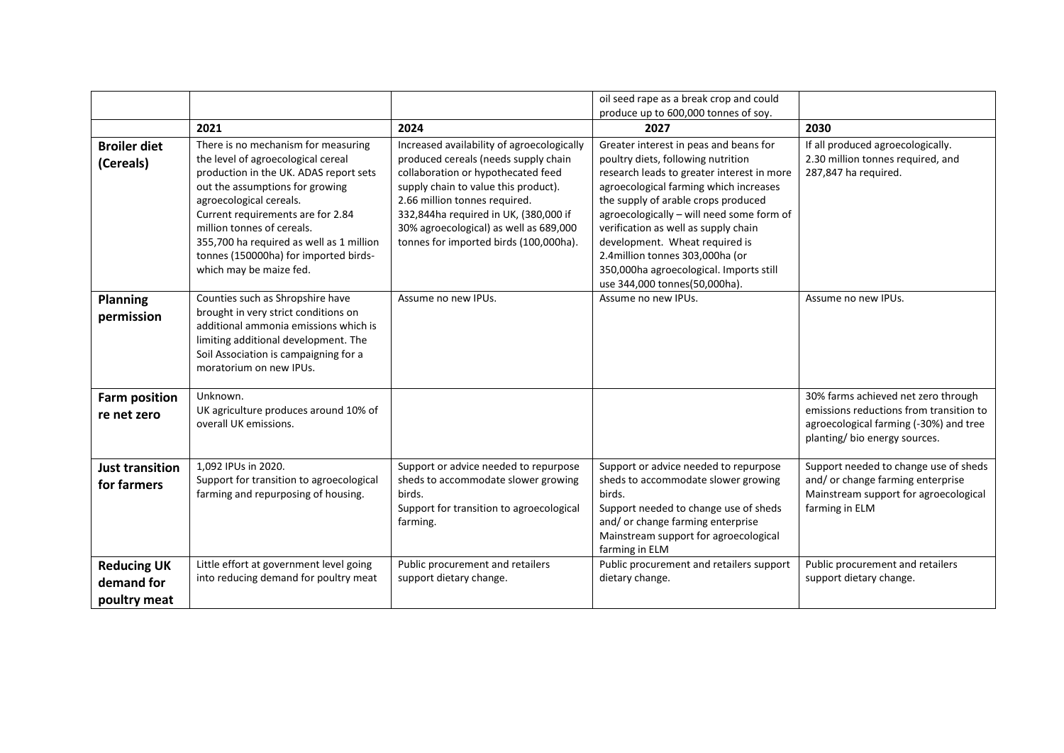| | | | | |
|---|---|---|---|---|
| | | | oil seed rape as a break crop and could produce up to 600,000 tonnes of soy. | |
| | **2021** | **2024** | **2027** | **2030** |
| **Broiler diet (Cereals)** | There is no mechanism for measuring the level of agroecological cereal production in the UK. ADAS report sets out the assumptions for growing agroecological cereals. Current requirements are for 2.84 million tonnes of cereals. 355,700 ha required as well as 1 million tonnes (150000ha) for imported birds- which may be maize fed. | Increased availability of agroecologically produced cereals (needs supply chain collaboration or hypothecated feed supply chain to value this product). 2.66 million tonnes required. 332,844ha required in UK, (380,000 if 30% agroecological) as well as 689,000 tonnes for imported birds (100,000ha). | Greater interest in peas and beans for poultry diets, following nutrition research leads to greater interest in more agroecological farming which increases the supply of arable crops produced agroecologically – will need some form of verification as well as supply chain development. Wheat required is 2.4million tonnes 303,000ha (or 350,000ha agroecological. Imports still use 344,000 tonnes(50,000ha). | If all produced agroecologically. 2.30 million tonnes required, and 287,847 ha required. |
| **Planning permission** | Counties such as Shropshire have brought in very strict conditions on additional ammonia emissions which is limiting additional development. The Soil Association is campaigning for a moratorium on new IPUs. | Assume no new IPUs. | Assume no new IPUs. | Assume no new IPUs. |
| **Farm position re net zero** | Unknown. UK agriculture produces around 10% of overall UK emissions. | | | 30% farms achieved net zero through emissions reductions from transition to agroecological farming (-30%) and tree planting/ bio energy sources. |
| **Just transition for farmers** | 1,092 IPUs in 2020. Support for transition to agroecological farming and repurposing of housing. | Support or advice needed to repurpose sheds to accommodate slower growing birds. Support for transition to agroecological farming. | Support or advice needed to repurpose sheds to accommodate slower growing birds. Support needed to change use of sheds and/ or change farming enterprise Mainstream support for agroecological farming in ELM | Support needed to change use of sheds and/ or change farming enterprise Mainstream support for agroecological farming in ELM |
| **Reducing UK demand for poultry meat** | Little effort at government level going into reducing demand for poultry meat | Public procurement and retailers support dietary change. | Public procurement and retailers support dietary change. | Public procurement and retailers support dietary change. |